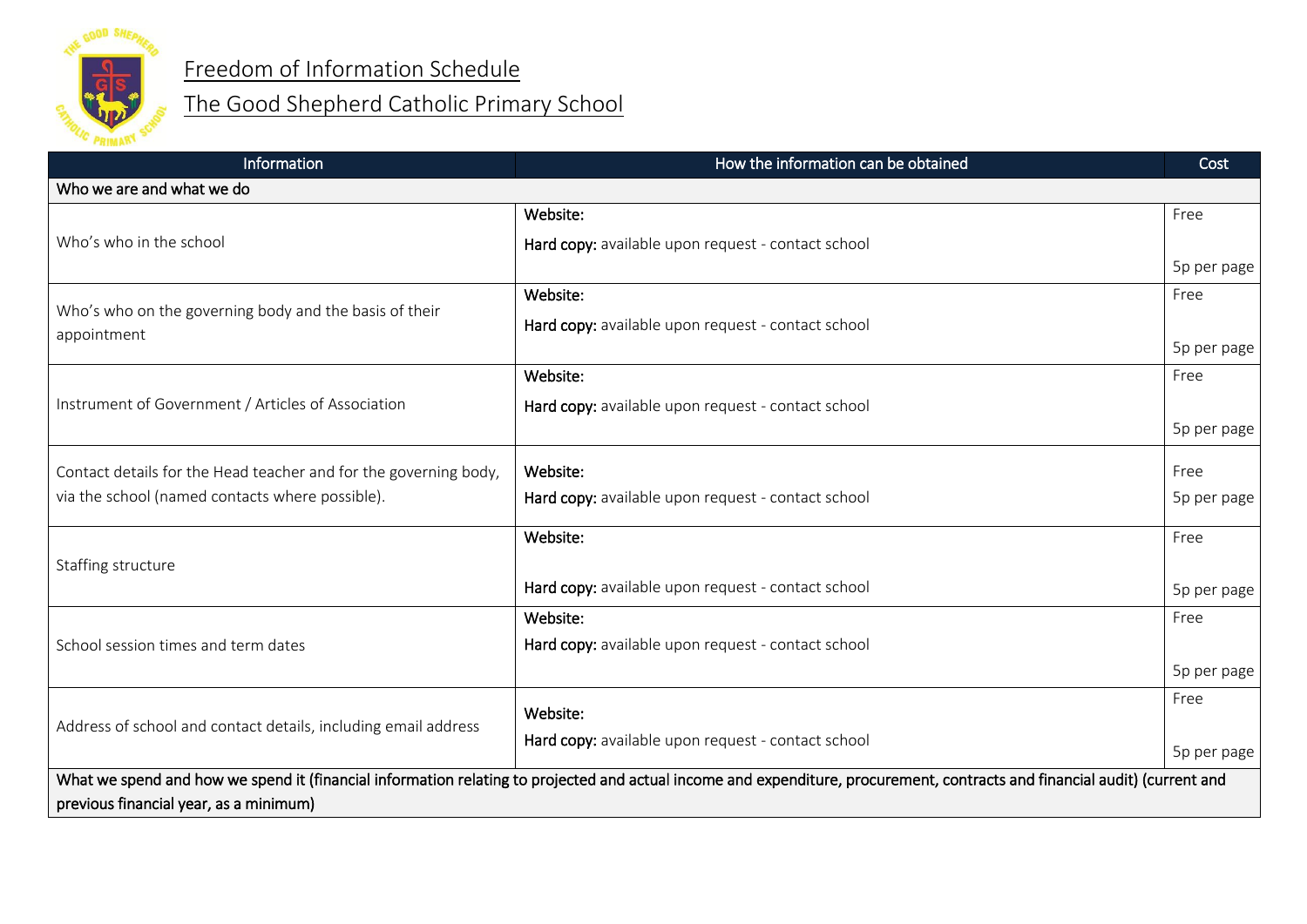# Freedom of Information Schedule

## The Good Shepherd Catholic Primary School

| Information | How the information can be obtained | Cost |
|---|---|---|
| **Who we are and what we do** | | |
| Who's who in the school | **Website:**<br>**Hard copy:** available upon request - contact school | Free<br>5p per page |
| Who's who on the governing body and the basis of their appointment | **Website:**<br>**Hard copy:** available upon request - contact school | Free<br>5p per page |
| Instrument of Government / Articles of Association | **Website:**<br>**Hard copy:** available upon request - contact school | Free<br>5p per page |
| Contact details for the Head teacher and for the governing body, via the school (named contacts where possible). | **Website:**<br>**Hard copy:** available upon request - contact school | Free<br>5p per page |
| Staffing structure | **Website:**<br>**Hard copy:** available upon request - contact school | Free<br>5p per page |
| School session times and term dates | **Website:**<br>**Hard copy:** available upon request - contact school | Free<br>5p per page |
| Address of school and contact details, including email address | **Website:**<br>**Hard copy:** available upon request - contact school | Free<br>5p per page |
| **What we spend and how we spend it (financial information relating to projected and actual income and expenditure, procurement, contracts and financial audit) (current and previous financial year, as a minimum)** | | |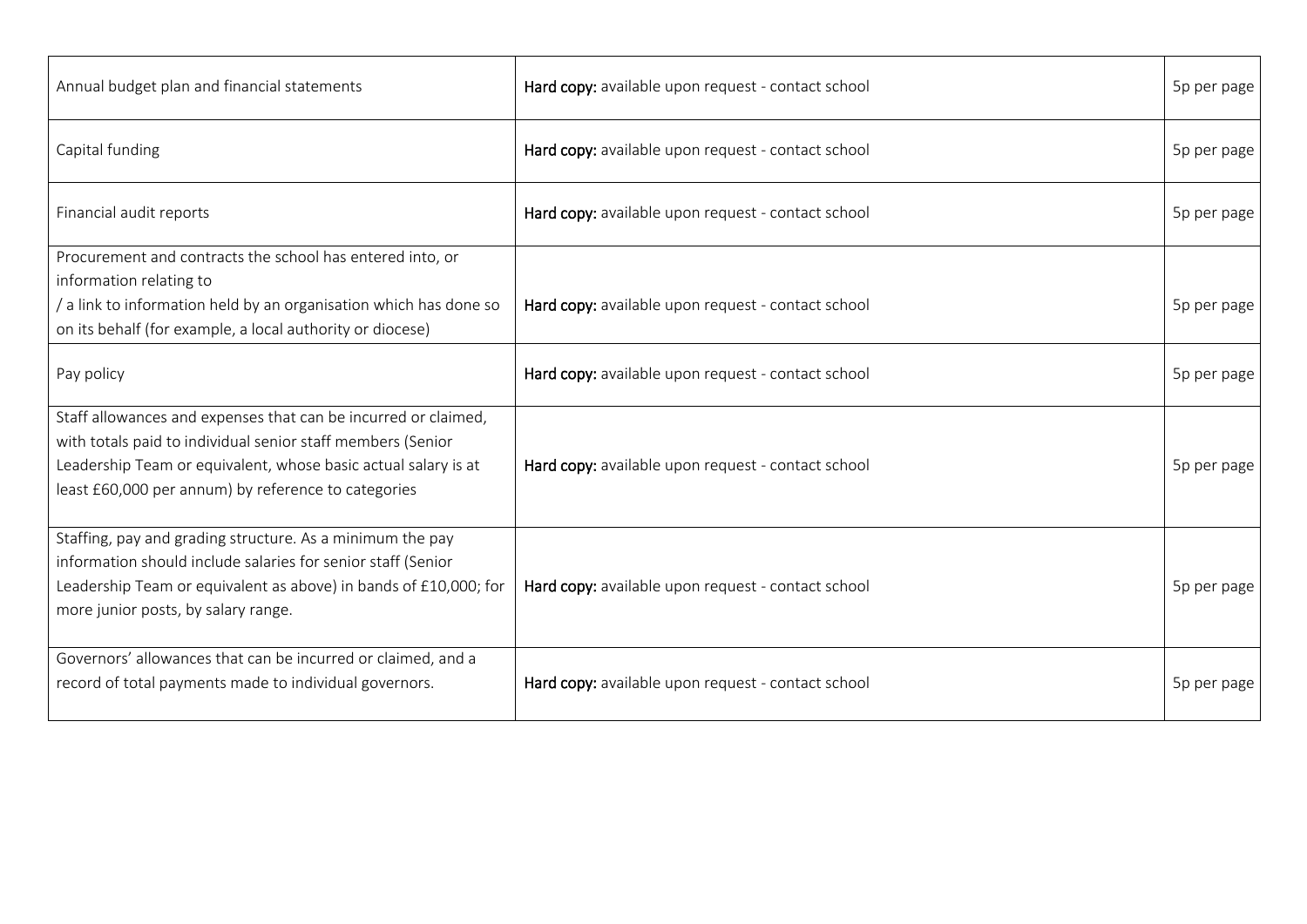| | | |
|---|---|---|
| Annual budget plan and financial statements | **Hard copy:** available upon request - contact school | 5p per page |
| Capital funding | **Hard copy:** available upon request - contact school | 5p per page |
| Financial audit reports | **Hard copy:** available upon request - contact school | 5p per page |
| Procurement and contracts the school has entered into, or information relating to / a link to information held by an organisation which has done so on its behalf (for example, a local authority or diocese) | **Hard copy:** available upon request - contact school | 5p per page |
| Pay policy | **Hard copy:** available upon request - contact school | 5p per page |
| Staff allowances and expenses that can be incurred or claimed, with totals paid to individual senior staff members (Senior Leadership Team or equivalent, whose basic actual salary is at least £60,000 per annum) by reference to categories | **Hard copy:** available upon request - contact school | 5p per page |
| Staffing, pay and grading structure. As a minimum the pay information should include salaries for senior staff (Senior Leadership Team or equivalent as above) in bands of £10,000; for more junior posts, by salary range. | **Hard copy:** available upon request - contact school | 5p per page |
| Governors' allowances that can be incurred or claimed, and a record of total payments made to individual governors. | **Hard copy:** available upon request - contact school | 5p per page |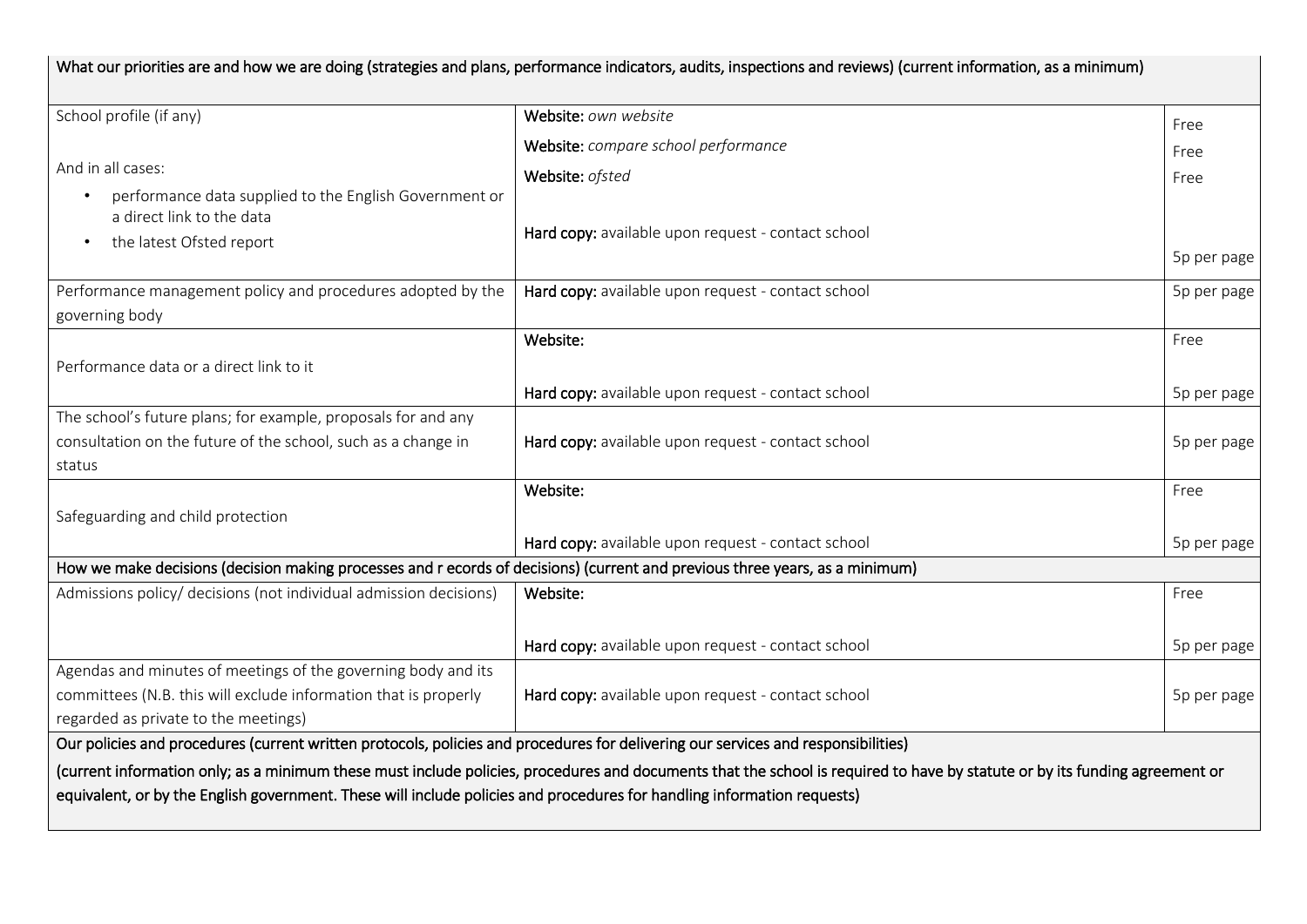| What our priorities are and how we are doing (strategies and plans, performance indicators, audits, inspections and reviews) (current information, as a minimum) | | |
|---|---|---|
| School profile (if any)<br><br>And in all cases:<br>• performance data supplied to the English Government or a direct link to the data<br>• the latest Ofsted report | **Website:** *own website*<br>**Website:** *compare school performance*<br>**Website:** *ofsted*<br><br>**Hard copy:** available upon request - contact school | Free<br>Free<br>Free<br><br>5p per page |
| Performance management policy and procedures adopted by the governing body | **Hard copy:** available upon request - contact school | 5p per page |
| Performance data or a direct link to it | **Website:**<br><br>**Hard copy:** available upon request - contact school | Free<br><br>5p per page |
| The school's future plans; for example, proposals for and any consultation on the future of the school, such as a change in status | **Hard copy:** available upon request - contact school | 5p per page |
| Safeguarding and child protection | **Website:**<br><br>**Hard copy:** available upon request - contact school | Free<br><br>5p per page |
| How we make decisions (decision making processes and r ecords of decisions) (current and previous three years, as a minimum) | | |
| Admissions policy/ decisions (not individual admission decisions) | **Website:**<br><br>**Hard copy:** available upon request - contact school | Free<br><br>5p per page |
| Agendas and minutes of meetings of the governing body and its committees (N.B. this will exclude information that is properly regarded as private to the meetings) | **Hard copy:** available upon request - contact school | 5p per page |
| Our policies and procedures (current written protocols, policies and procedures for delivering our services and responsibilities)<br><br>(current information only; as a minimum these must include policies, procedures and documents that the school is required to have by statute or by its funding agreement or equivalent, or by the English government. These will include policies and procedures for handling information requests) | | |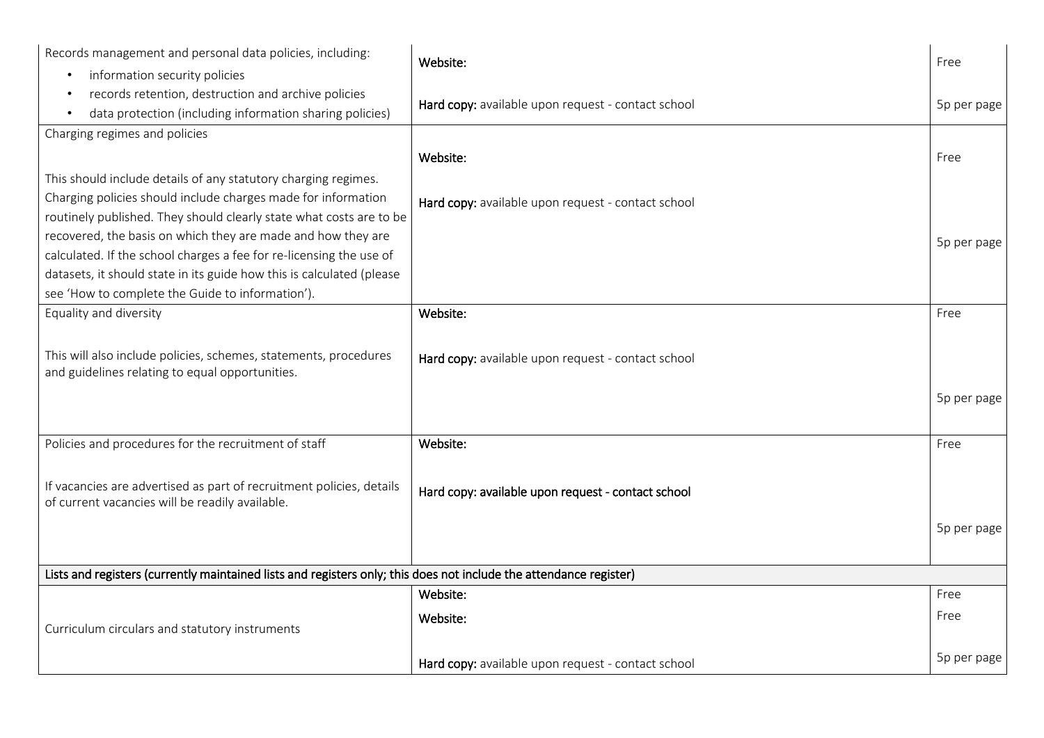| | | |
|---|---|---|
| Records management and personal data policies, including:<br>• information security policies<br>• records retention, destruction and archive policies<br>• data protection (including information sharing policies) | **Website:**<br><br>**Hard copy:** available upon request - contact school | Free<br><br>5p per page |
| Charging regimes and policies<br><br>This should include details of any statutory charging regimes. Charging policies should include charges made for information routinely published. They should clearly state what costs are to be recovered, the basis on which they are made and how they are calculated. If the school charges a fee for re-licensing the use of datasets, it should state in its guide how this is calculated (please see 'How to complete the Guide to information'). | **Website:**<br><br>**Hard copy:** available upon request - contact school | Free<br><br>5p per page |
| Equality and diversity<br><br>This will also include policies, schemes, statements, procedures and guidelines relating to equal opportunities. | **Website:**<br><br>**Hard copy:** available upon request - contact school | Free<br><br>5p per page |
| Policies and procedures for the recruitment of staff<br><br>If vacancies are advertised as part of recruitment policies, details of current vacancies will be readily available. | **Website:**<br><br>**Hard copy: available upon request - contact school** | Free<br><br>5p per page |
| **Lists and registers (currently maintained lists and registers only; this does not include the attendance register)** | | |
| Curriculum circulars and statutory instruments | **Website:**<br>**Website:**<br><br>**Hard copy:** available upon request - contact school | Free<br>Free<br><br>5p per page |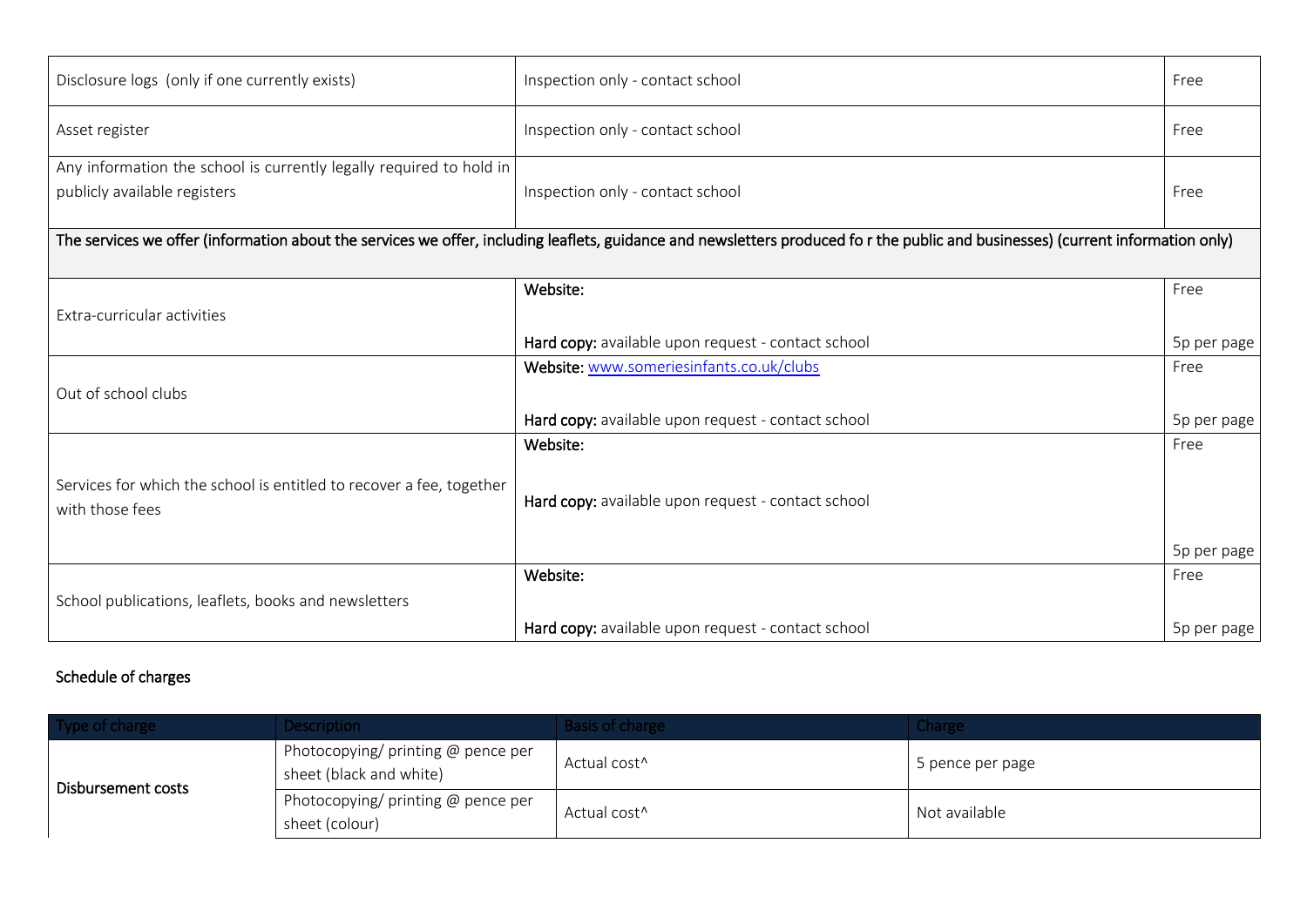| | | |
|---|---|---|
| Disclosure logs (only if one currently exists) | Inspection only - contact school | Free |
| Asset register | Inspection only - contact school | Free |
| Any information the school is currently legally required to hold in publicly available registers | Inspection only - contact school | Free |
| **The services we offer (information about the services we offer, including leaflets, guidance and newsletters produced fo r the public and businesses) (current information only)** | | |
| Extra-curricular activities | **Website:**<br><br>**Hard copy:** available upon request - contact school | Free<br><br>5p per page |
| Out of school clubs | **Website:** www.someriesinfants.co.uk/clubs<br><br>**Hard copy:** available upon request - contact school | Free<br><br>5p per page |
| Services for which the school is entitled to recover a fee, together with those fees | **Website:**<br><br>**Hard copy:** available upon request - contact school | Free<br><br>5p per page |
| School publications, leaflets, books and newsletters | **Website:**<br><br>**Hard copy:** available upon request - contact school | Free<br><br>5p per page |

Schedule of charges

| Type of charge | Description | Basis of charge | Charge |
|---|---|---|---|
| Disbursement costs | Photocopying/ printing @ pence per sheet (black and white) | Actual cost^ | 5 pence per page |
| | Photocopying/ printing @ pence per sheet (colour) | Actual cost^ | Not available |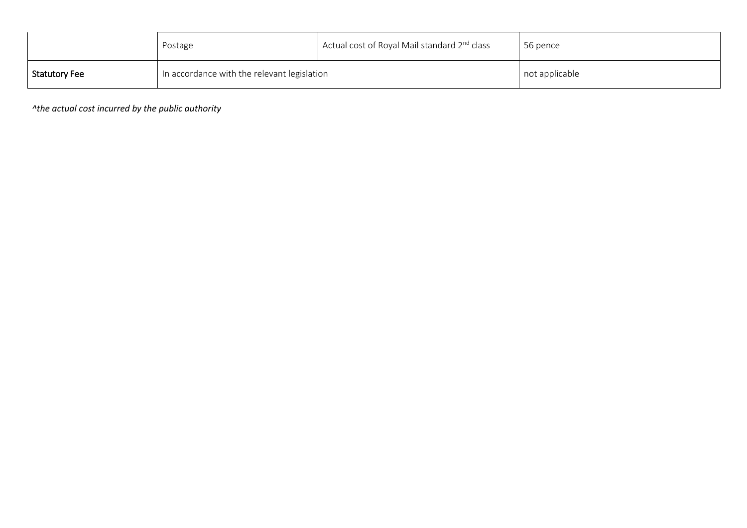| | | | |
|---|---|---|---|
| | Postage | Actual cost of Royal Mail standard 2nd class | 56 pence |
| **Statutory Fee** | In accordance with the relevant legislation | | not applicable |

*^the actual cost incurred by the public authority*